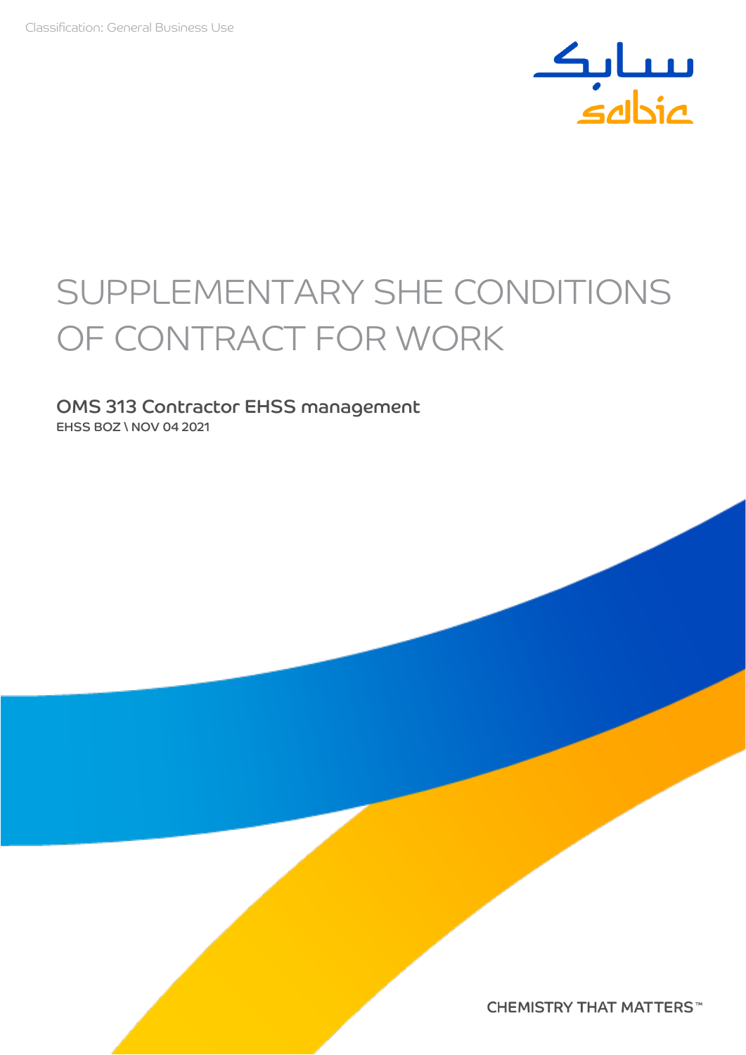Classification: General Business Use

# SUPPLEMENTARY SHE CONDITIONS OF CONTRACT FOR WORK

## OMS 313 Contractor EHSS management

EHSS BOZ \ NOV 04 2021

CHEMISTRY THAT MATTERS™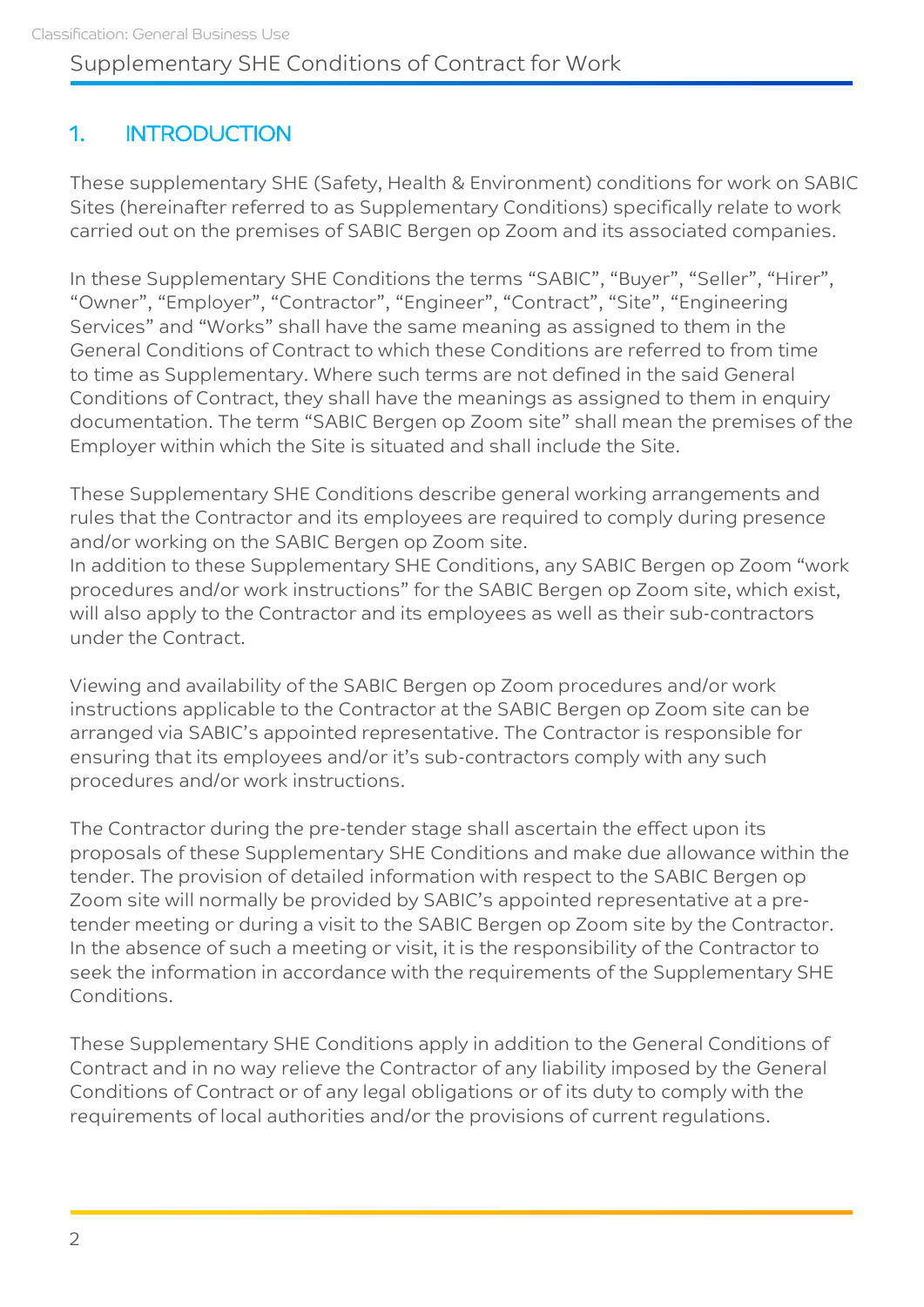## 1. INTRODUCTION

These supplementary SHE (Safety, Health & Environment) conditions for work on SABIC Sites (hereinafter referred to as Supplementary Conditions) specifically relate to work carried out on the premises of SABIC Bergen op Zoom and its associated companies.

In these Supplementary SHE Conditions the terms "SABIC", "Buyer", "Seller", "Hirer", "Owner", "Employer", "Contractor", "Engineer", "Contract", "Site", "Engineering Services" and "Works" shall have the same meaning as assigned to them in the General Conditions of Contract to which these Conditions are referred to from time to time as Supplementary. Where such terms are not defined in the said General Conditions of Contract, they shall have the meanings as assigned to them in enquiry documentation. The term "SABIC Bergen op Zoom site" shall mean the premises of the Employer within which the Site is situated and shall include the Site.

These Supplementary SHE Conditions describe general working arrangements and rules that the Contractor and its employees are required to comply during presence and/or working on the SABIC Bergen op Zoom site.
In addition to these Supplementary SHE Conditions, any SABIC Bergen op Zoom "work procedures and/or work instructions" for the SABIC Bergen op Zoom site, which exist, will also apply to the Contractor and its employees as well as their sub-contractors under the Contract.

Viewing and availability of the SABIC Bergen op Zoom procedures and/or work instructions applicable to the Contractor at the SABIC Bergen op Zoom site can be arranged via SABIC's appointed representative. The Contractor is responsible for ensuring that its employees and/or it's sub-contractors comply with any such procedures and/or work instructions.

The Contractor during the pre-tender stage shall ascertain the effect upon its proposals of these Supplementary SHE Conditions and make due allowance within the tender. The provision of detailed information with respect to the SABIC Bergen op Zoom site will normally be provided by SABIC's appointed representative at a pre-tender meeting or during a visit to the SABIC Bergen op Zoom site by the Contractor. In the absence of such a meeting or visit, it is the responsibility of the Contractor to seek the information in accordance with the requirements of the Supplementary SHE Conditions.

These Supplementary SHE Conditions apply in addition to the General Conditions of Contract and in no way relieve the Contractor of any liability imposed by the General Conditions of Contract or of any legal obligations or of its duty to comply with the requirements of local authorities and/or the provisions of current regulations.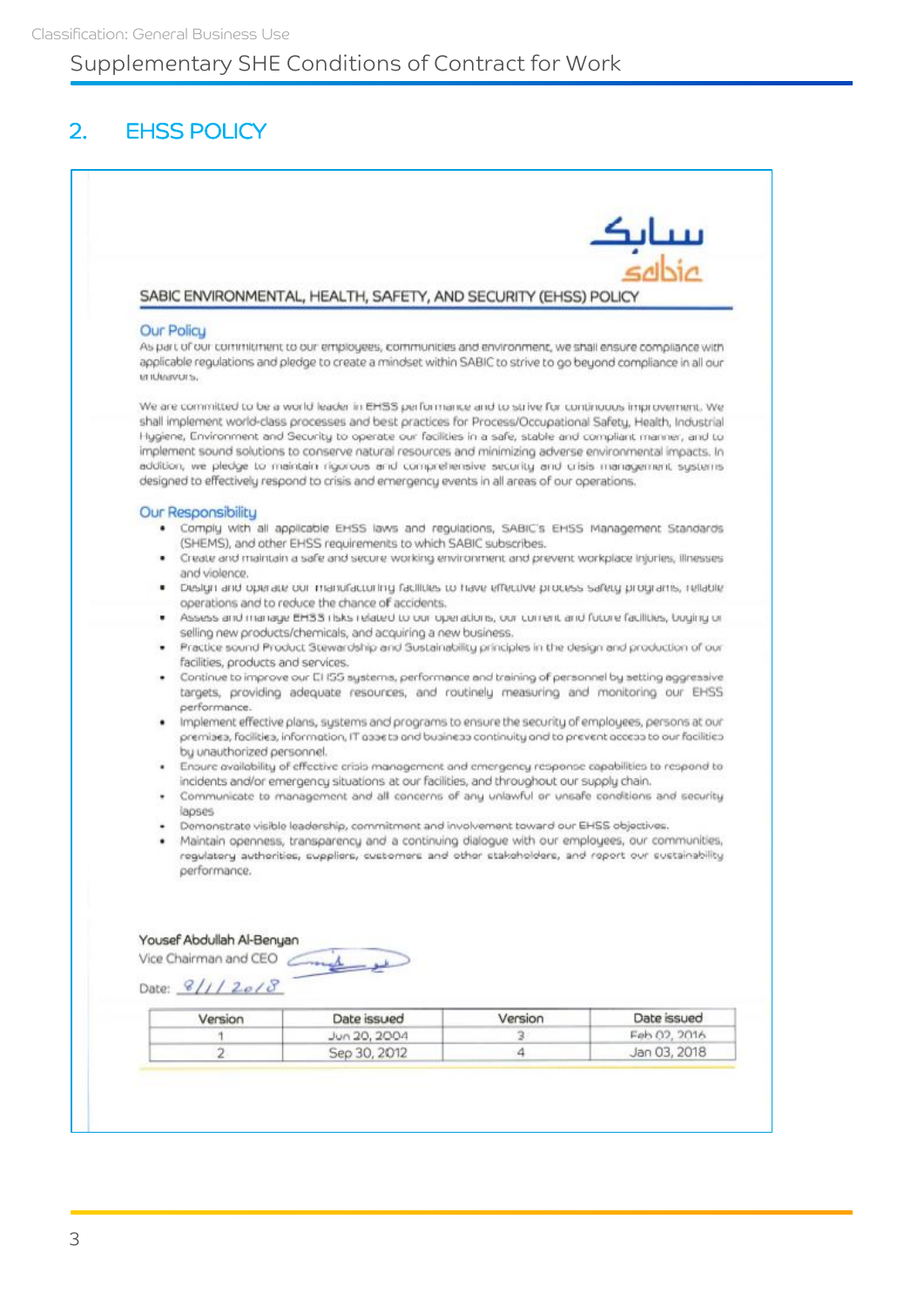## 2. EHSS POLICY

سابك
sabic

### SABIC ENVIRONMENTAL, HEALTH, SAFETY, AND SECURITY (EHSS) POLICY

#### Our Policy

As part of our commitment to our employees, communities and environment, we shall ensure compliance with applicable regulations and pledge to create a mindset within SABIC to strive to go beyond compliance in all our endeavors.

We are committed to be a world leader in EHSS performance and to strive for continuous improvement. We shall implement world-class processes and best practices for Process/Occupational Safety, Health, Industrial Hygiene, Environment and Security to operate our facilities in a safe, stable and compliant manner, and to implement sound solutions to conserve natural resources and minimizing adverse environmental impacts. In addition, we pledge to maintain rigorous and comprehensive security and crisis management systems designed to effectively respond to crisis and emergency events in all areas of our operations.

#### Our Responsibility

- Comply with all applicable EHSS laws and regulations, SABIC's EHSS Management Standards (SHEMS), and other EHSS requirements to which SABIC subscribes.
- Create and maintain a safe and secure working environment and prevent workplace injuries, illnesses and violence.
- Design and operate our manufacturing facilities to have effective process safety programs, reliable operations and to reduce the chance of accidents.
- Assess and manage EHSS risks related to our operations, our current and future facilities, buying or selling new products/chemicals, and acquiring a new business.
- Practice sound Product Stewardship and Sustainability principles in the design and production of our facilities, products and services.
- Continue to improve our EHSS systems, performance and training of personnel by setting aggressive targets, providing adequate resources, and routinely measuring and monitoring our EHSS performance.
- Implement effective plans, systems and programs to ensure the security of employees, persons at our premises, facilities, information, IT assets and business continuity and to prevent access to our facilities by unauthorized personnel.
- Ensure availability of effective crisis management and emergency response capabilities to respond to incidents and/or emergency situations at our facilities, and throughout our supply chain.
- Communicate to management and all concerns of any unlawful or unsafe conditions and security lapses
- Demonstrate visible leadership, commitment and involvement toward our EHSS objectives.
- Maintain openness, transparency and a continuing dialogue with our employees, our communities, regulatory authorities, suppliers, customers and other stakeholders, and report our sustainability performance.

Yousef Abdullah Al-Benyan
Vice Chairman and CEO

Date: 8/1/2018

| Version | Date issued | Version | Date issued |
|---|---|---|---|
| 1 | Jun 20, 2004 | 3 | Feb 02, 2016 |
| 2 | Sep 30, 2012 | 4 | Jan 03, 2018 |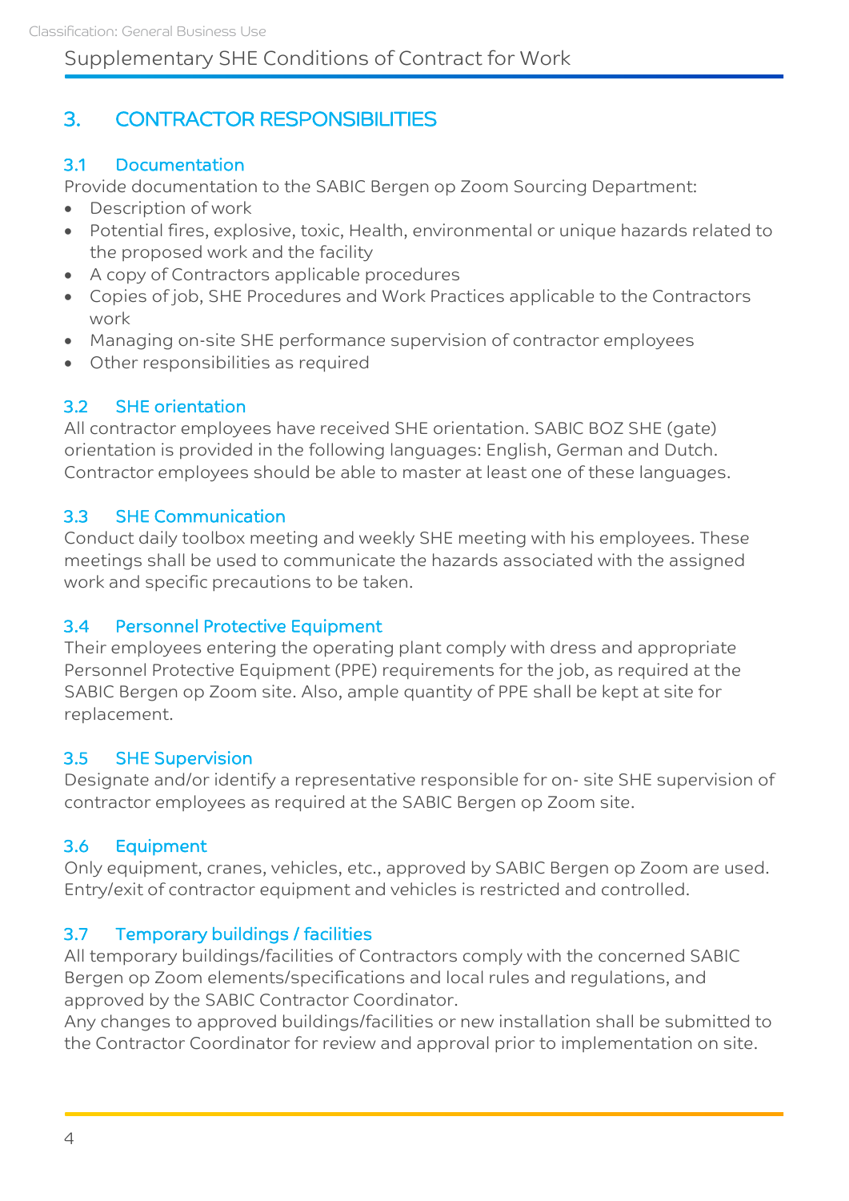## 3. CONTRACTOR RESPONSIBILITIES

### 3.1 Documentation

Provide documentation to the SABIC Bergen op Zoom Sourcing Department:

- Description of work
- Potential fires, explosive, toxic, Health, environmental or unique hazards related to the proposed work and the facility
- A copy of Contractors applicable procedures
- Copies of job, SHE Procedures and Work Practices applicable to the Contractors work
- Managing on-site SHE performance supervision of contractor employees
- Other responsibilities as required

### 3.2 SHE orientation

All contractor employees have received SHE orientation. SABIC BOZ SHE (gate) orientation is provided in the following languages: English, German and Dutch. Contractor employees should be able to master at least one of these languages.

### 3.3 SHE Communication

Conduct daily toolbox meeting and weekly SHE meeting with his employees. These meetings shall be used to communicate the hazards associated with the assigned work and specific precautions to be taken.

### 3.4 Personnel Protective Equipment

Their employees entering the operating plant comply with dress and appropriate Personnel Protective Equipment (PPE) requirements for the job, as required at the SABIC Bergen op Zoom site. Also, ample quantity of PPE shall be kept at site for replacement.

### 3.5 SHE Supervision

Designate and/or identify a representative responsible for on- site SHE supervision of contractor employees as required at the SABIC Bergen op Zoom site.

### 3.6 Equipment

Only equipment, cranes, vehicles, etc., approved by SABIC Bergen op Zoom are used. Entry/exit of contractor equipment and vehicles is restricted and controlled.

### 3.7 Temporary buildings / facilities

All temporary buildings/facilities of Contractors comply with the concerned SABIC Bergen op Zoom elements/specifications and local rules and regulations, and approved by the SABIC Contractor Coordinator.

Any changes to approved buildings/facilities or new installation shall be submitted to the Contractor Coordinator for review and approval prior to implementation on site.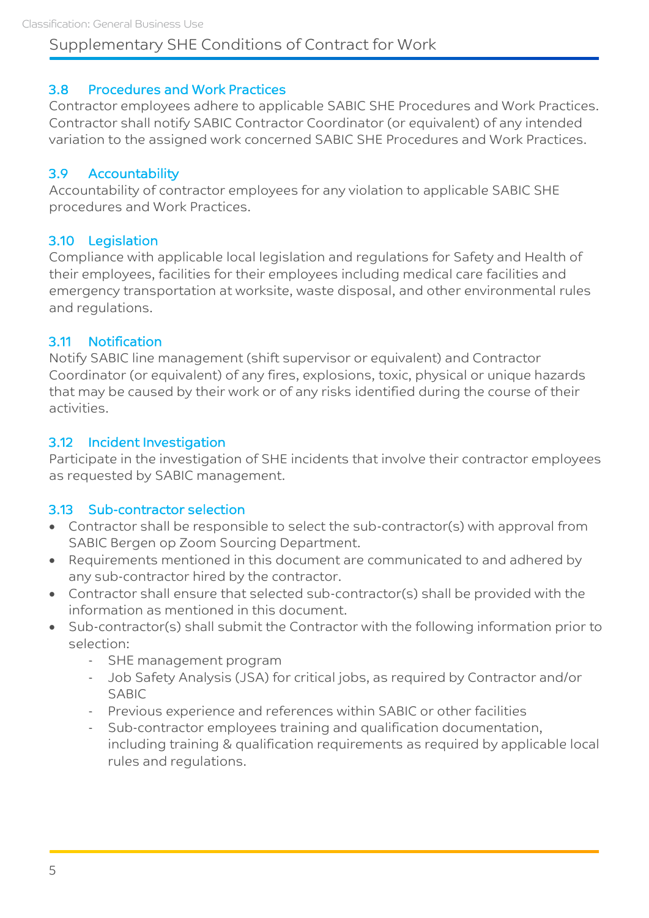### 3.8 Procedures and Work Practices

Contractor employees adhere to applicable SABIC SHE Procedures and Work Practices. Contractor shall notify SABIC Contractor Coordinator (or equivalent) of any intended variation to the assigned work concerned SABIC SHE Procedures and Work Practices.

### 3.9 Accountability

Accountability of contractor employees for any violation to applicable SABIC SHE procedures and Work Practices.

### 3.10 Legislation

Compliance with applicable local legislation and regulations for Safety and Health of their employees, facilities for their employees including medical care facilities and emergency transportation at worksite, waste disposal, and other environmental rules and regulations.

### 3.11 Notification

Notify SABIC line management (shift supervisor or equivalent) and Contractor Coordinator (or equivalent) of any fires, explosions, toxic, physical or unique hazards that may be caused by their work or of any risks identified during the course of their activities.

### 3.12 Incident Investigation

Participate in the investigation of SHE incidents that involve their contractor employees as requested by SABIC management.

### 3.13 Sub-contractor selection

- Contractor shall be responsible to select the sub-contractor(s) with approval from SABIC Bergen op Zoom Sourcing Department.
- Requirements mentioned in this document are communicated to and adhered by any sub-contractor hired by the contractor.
- Contractor shall ensure that selected sub-contractor(s) shall be provided with the information as mentioned in this document.
- Sub-contractor(s) shall submit the Contractor with the following information prior to selection:
    - SHE management program
    - Job Safety Analysis (JSA) for critical jobs, as required by Contractor and/or SABIC
    - Previous experience and references within SABIC or other facilities
    - Sub-contractor employees training and qualification documentation, including training & qualification requirements as required by applicable local rules and regulations.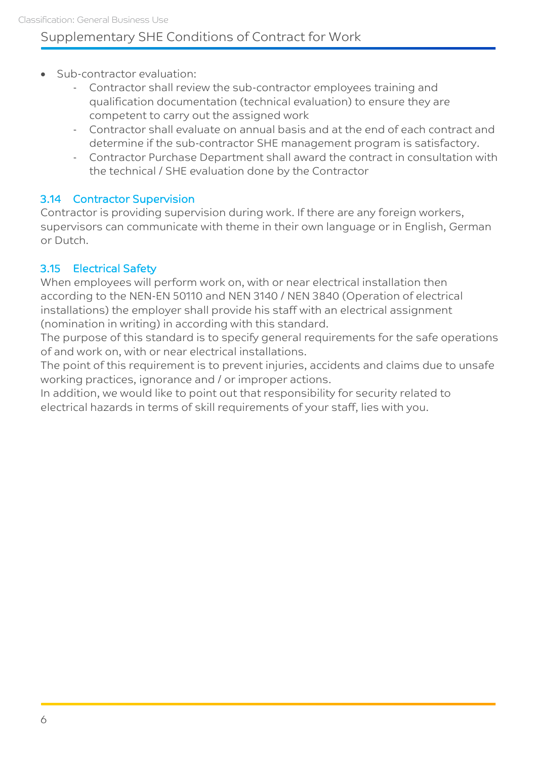- Sub-contractor evaluation:
  - Contractor shall review the sub-contractor employees training and qualification documentation (technical evaluation) to ensure they are competent to carry out the assigned work
  - Contractor shall evaluate on annual basis and at the end of each contract and determine if the sub-contractor SHE management program is satisfactory.
  - Contractor Purchase Department shall award the contract in consultation with the technical / SHE evaluation done by the Contractor

### 3.14 Contractor Supervision

Contractor is providing supervision during work. If there are any foreign workers, supervisors can communicate with theme in their own language or in English, German or Dutch.

### 3.15 Electrical Safety

When employees will perform work on, with or near electrical installation then according to the NEN-EN 50110 and NEN 3140 / NEN 3840 (Operation of electrical installations) the employer shall provide his staff with an electrical assignment (nomination in writing) in according with this standard.
The purpose of this standard is to specify general requirements for the safe operations of and work on, with or near electrical installations.
The point of this requirement is to prevent injuries, accidents and claims due to unsafe working practices, ignorance and / or improper actions.
In addition, we would like to point out that responsibility for security related to electrical hazards in terms of skill requirements of your staff, lies with you.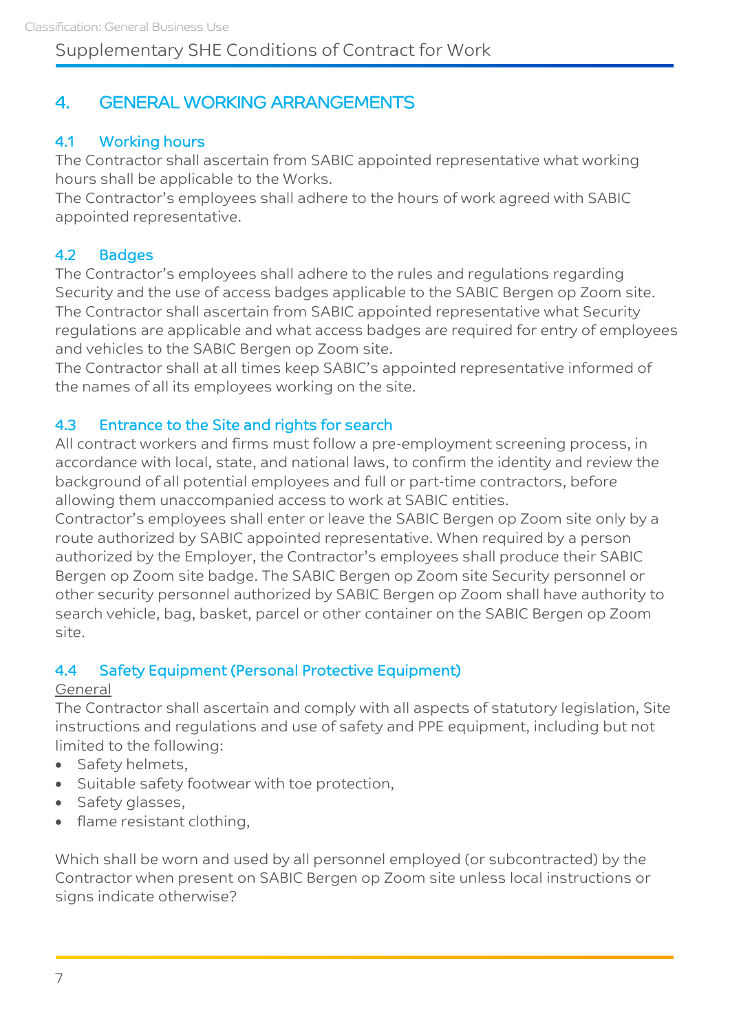## 4. GENERAL WORKING ARRANGEMENTS

### 4.1 Working hours

The Contractor shall ascertain from SABIC appointed representative what working hours shall be applicable to the Works.
The Contractor's employees shall adhere to the hours of work agreed with SABIC appointed representative.

### 4.2 Badges

The Contractor's employees shall adhere to the rules and regulations regarding Security and the use of access badges applicable to the SABIC Bergen op Zoom site.
The Contractor shall ascertain from SABIC appointed representative what Security regulations are applicable and what access badges are required for entry of employees and vehicles to the SABIC Bergen op Zoom site.
The Contractor shall at all times keep SABIC's appointed representative informed of the names of all its employees working on the site.

### 4.3 Entrance to the Site and rights for search

All contract workers and firms must follow a pre-employment screening process, in accordance with local, state, and national laws, to confirm the identity and review the background of all potential employees and full or part-time contractors, before allowing them unaccompanied access to work at SABIC entities.
Contractor's employees shall enter or leave the SABIC Bergen op Zoom site only by a route authorized by SABIC appointed representative. When required by a person authorized by the Employer, the Contractor's employees shall produce their SABIC Bergen op Zoom site badge. The SABIC Bergen op Zoom site Security personnel or other security personnel authorized by SABIC Bergen op Zoom shall have authority to search vehicle, bag, basket, parcel or other container on the SABIC Bergen op Zoom site.

### 4.4 Safety Equipment (Personal Protective Equipment)

<u>General</u>

The Contractor shall ascertain and comply with all aspects of statutory legislation, Site instructions and regulations and use of safety and PPE equipment, including but not limited to the following:

- Safety helmets,
- Suitable safety footwear with toe protection,
- Safety glasses,
- flame resistant clothing,

Which shall be worn and used by all personnel employed (or subcontracted) by the Contractor when present on SABIC Bergen op Zoom site unless local instructions or signs indicate otherwise?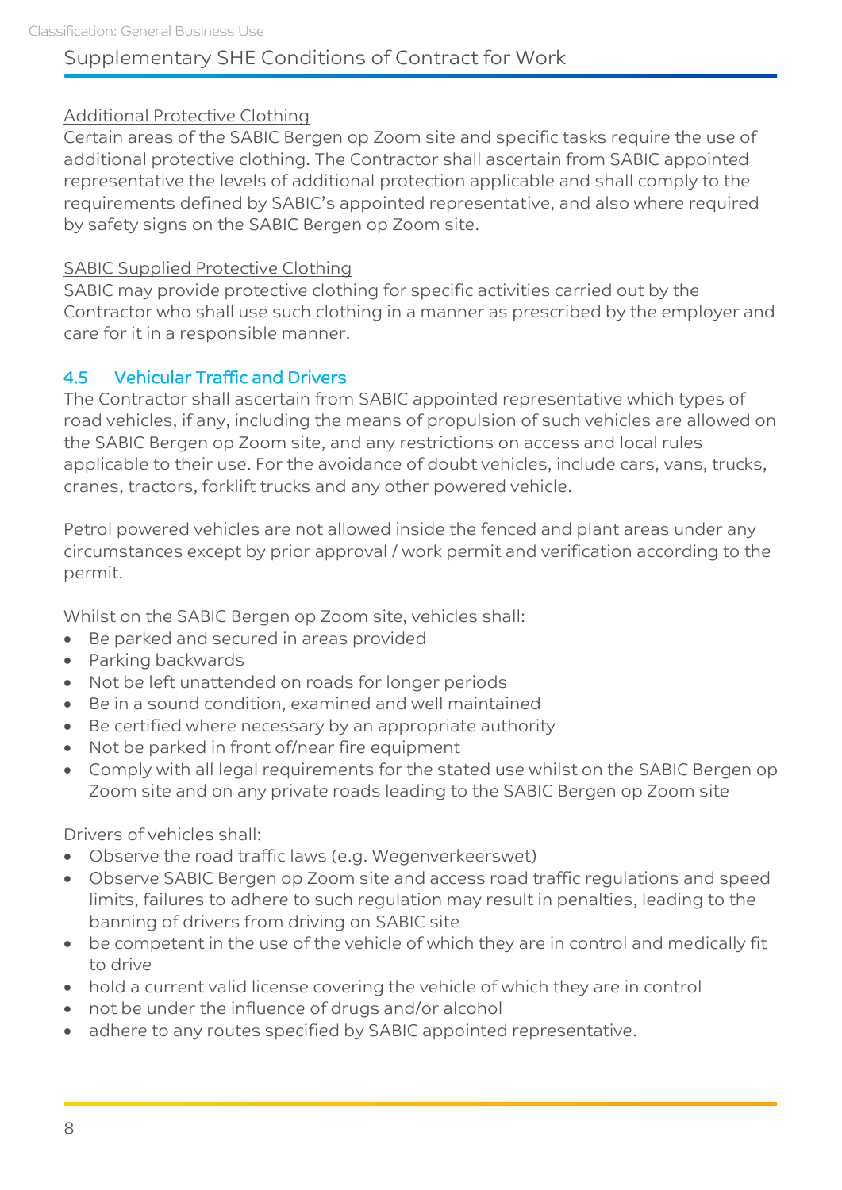Additional Protective Clothing
Certain areas of the SABIC Bergen op Zoom site and specific tasks require the use of additional protective clothing. The Contractor shall ascertain from SABIC appointed representative the levels of additional protection applicable and shall comply to the requirements defined by SABIC's appointed representative, and also where required by safety signs on the SABIC Bergen op Zoom site.

SABIC Supplied Protective Clothing
SABIC may provide protective clothing for specific activities carried out by the Contractor who shall use such clothing in a manner as prescribed by the employer and care for it in a responsible manner.

## 4.5 Vehicular Traffic and Drivers

The Contractor shall ascertain from SABIC appointed representative which types of road vehicles, if any, including the means of propulsion of such vehicles are allowed on the SABIC Bergen op Zoom site, and any restrictions on access and local rules applicable to their use. For the avoidance of doubt vehicles, include cars, vans, trucks, cranes, tractors, forklift trucks and any other powered vehicle.

Petrol powered vehicles are not allowed inside the fenced and plant areas under any circumstances except by prior approval / work permit and verification according to the permit.

Whilst on the SABIC Bergen op Zoom site, vehicles shall:

- Be parked and secured in areas provided
- Parking backwards
- Not be left unattended on roads for longer periods
- Be in a sound condition, examined and well maintained
- Be certified where necessary by an appropriate authority
- Not be parked in front of/near fire equipment
- Comply with all legal requirements for the stated use whilst on the SABIC Bergen op Zoom site and on any private roads leading to the SABIC Bergen op Zoom site

Drivers of vehicles shall:

- Observe the road traffic laws (e.g. Wegenverkeerswet)
- Observe SABIC Bergen op Zoom site and access road traffic regulations and speed limits, failures to adhere to such regulation may result in penalties, leading to the banning of drivers from driving on SABIC site
- be competent in the use of the vehicle of which they are in control and medically fit to drive
- hold a current valid license covering the vehicle of which they are in control
- not be under the influence of drugs and/or alcohol
- adhere to any routes specified by SABIC appointed representative.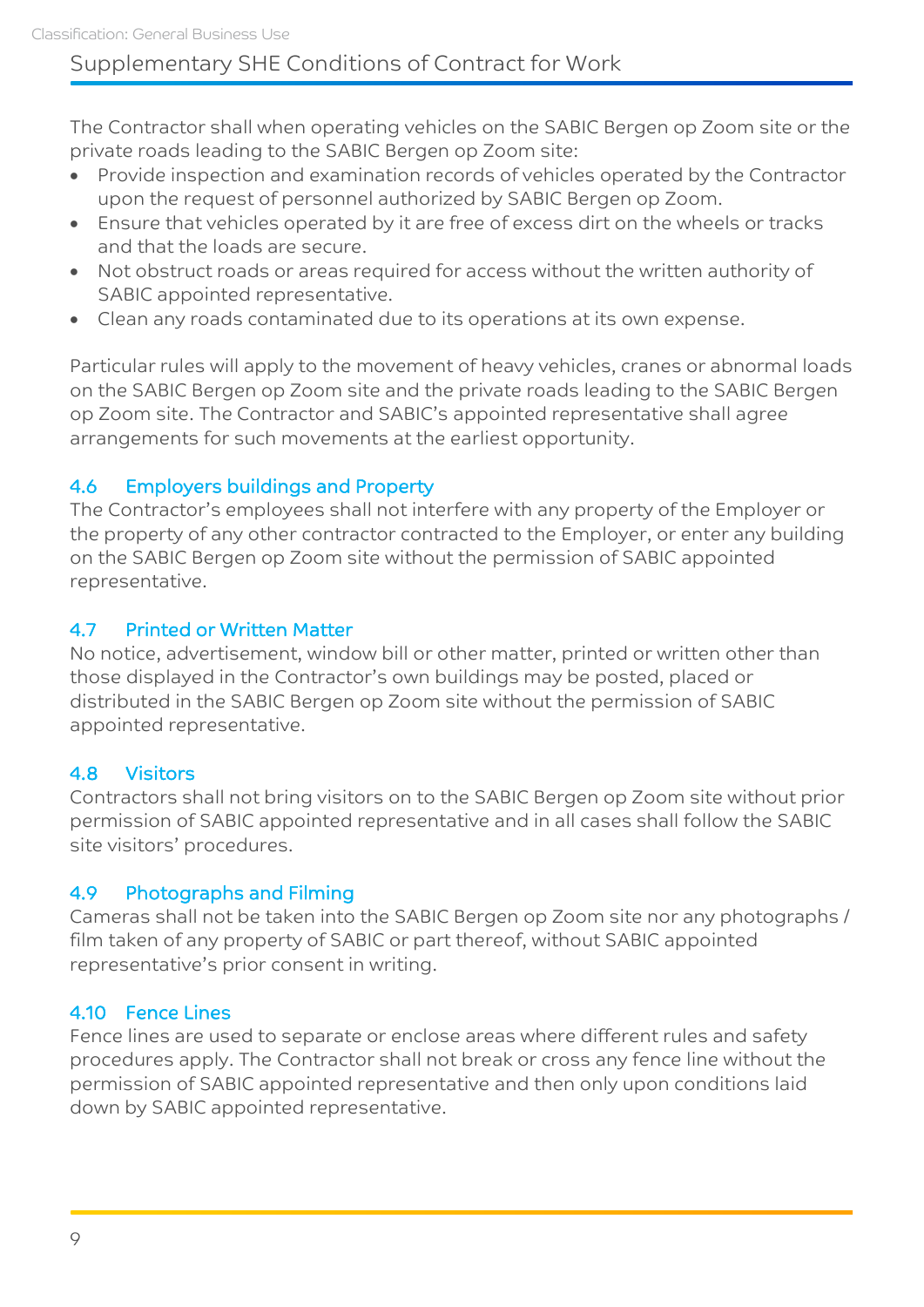The Contractor shall when operating vehicles on the SABIC Bergen op Zoom site or the private roads leading to the SABIC Bergen op Zoom site:

- Provide inspection and examination records of vehicles operated by the Contractor upon the request of personnel authorized by SABIC Bergen op Zoom.
- Ensure that vehicles operated by it are free of excess dirt on the wheels or tracks and that the loads are secure.
- Not obstruct roads or areas required for access without the written authority of SABIC appointed representative.
- Clean any roads contaminated due to its operations at its own expense.

Particular rules will apply to the movement of heavy vehicles, cranes or abnormal loads on the SABIC Bergen op Zoom site and the private roads leading to the SABIC Bergen op Zoom site. The Contractor and SABIC's appointed representative shall agree arrangements for such movements at the earliest opportunity.

### 4.6 Employers buildings and Property

The Contractor's employees shall not interfere with any property of the Employer or the property of any other contractor contracted to the Employer, or enter any building on the SABIC Bergen op Zoom site without the permission of SABIC appointed representative.

### 4.7 Printed or Written Matter

No notice, advertisement, window bill or other matter, printed or written other than those displayed in the Contractor's own buildings may be posted, placed or distributed in the SABIC Bergen op Zoom site without the permission of SABIC appointed representative.

### 4.8 Visitors

Contractors shall not bring visitors on to the SABIC Bergen op Zoom site without prior permission of SABIC appointed representative and in all cases shall follow the SABIC site visitors' procedures.

### 4.9 Photographs and Filming

Cameras shall not be taken into the SABIC Bergen op Zoom site nor any photographs / film taken of any property of SABIC or part thereof, without SABIC appointed representative's prior consent in writing.

### 4.10 Fence Lines

Fence lines are used to separate or enclose areas where different rules and safety procedures apply. The Contractor shall not break or cross any fence line without the permission of SABIC appointed representative and then only upon conditions laid down by SABIC appointed representative.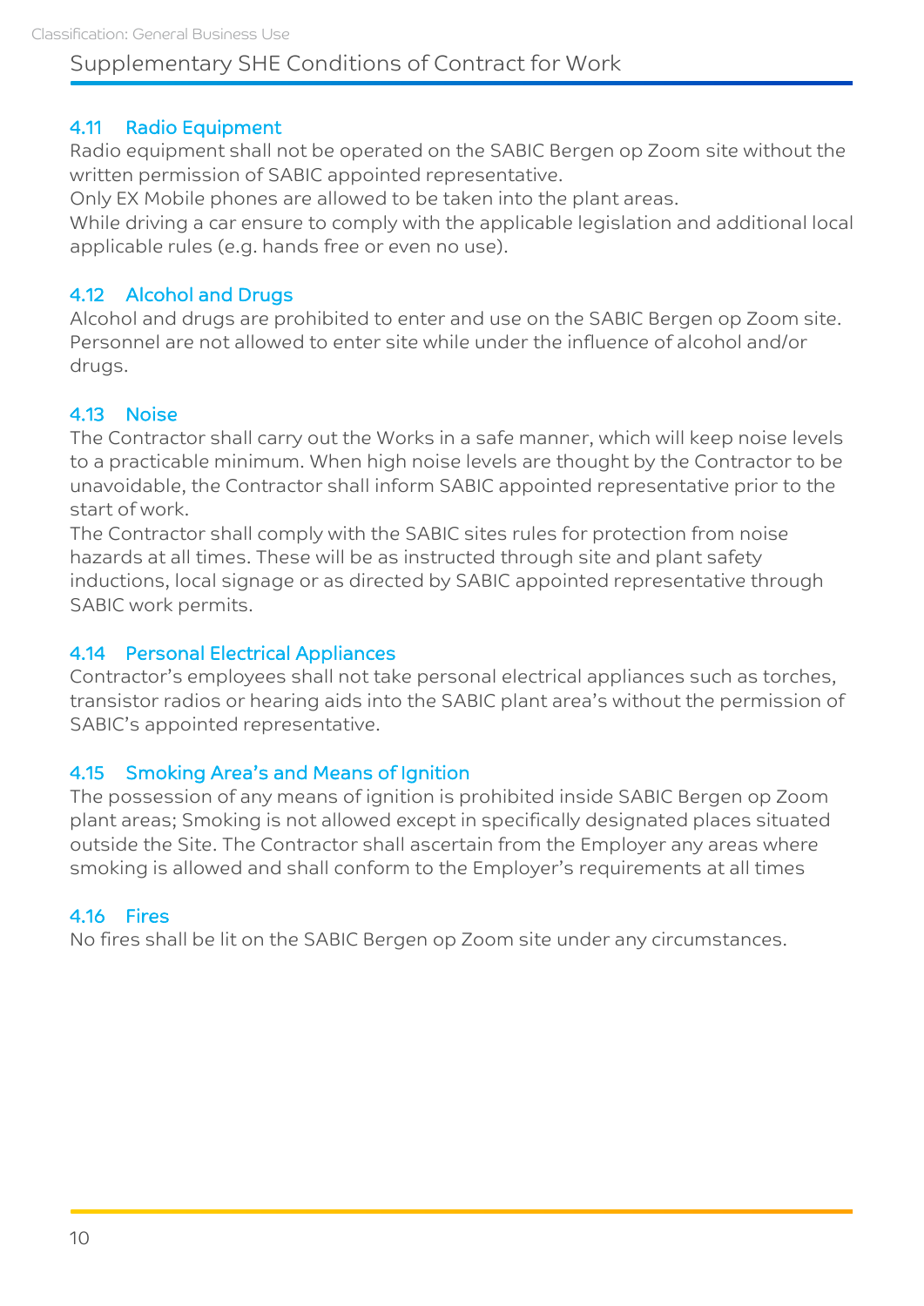### 4.11 Radio Equipment

Radio equipment shall not be operated on the SABIC Bergen op Zoom site without the written permission of SABIC appointed representative.

Only EX Mobile phones are allowed to be taken into the plant areas.

While driving a car ensure to comply with the applicable legislation and additional local applicable rules (e.g. hands free or even no use).

### 4.12 Alcohol and Drugs

Alcohol and drugs are prohibited to enter and use on the SABIC Bergen op Zoom site. Personnel are not allowed to enter site while under the influence of alcohol and/or drugs.

### 4.13 Noise

The Contractor shall carry out the Works in a safe manner, which will keep noise levels to a practicable minimum. When high noise levels are thought by the Contractor to be unavoidable, the Contractor shall inform SABIC appointed representative prior to the start of work.

The Contractor shall comply with the SABIC sites rules for protection from noise hazards at all times. These will be as instructed through site and plant safety inductions, local signage or as directed by SABIC appointed representative through SABIC work permits.

### 4.14 Personal Electrical Appliances

Contractor's employees shall not take personal electrical appliances such as torches, transistor radios or hearing aids into the SABIC plant area's without the permission of SABIC's appointed representative.

### 4.15 Smoking Area's and Means of Ignition

The possession of any means of ignition is prohibited inside SABIC Bergen op Zoom plant areas; Smoking is not allowed except in specifically designated places situated outside the Site. The Contractor shall ascertain from the Employer any areas where smoking is allowed and shall conform to the Employer's requirements at all times

### 4.16 Fires

No fires shall be lit on the SABIC Bergen op Zoom site under any circumstances.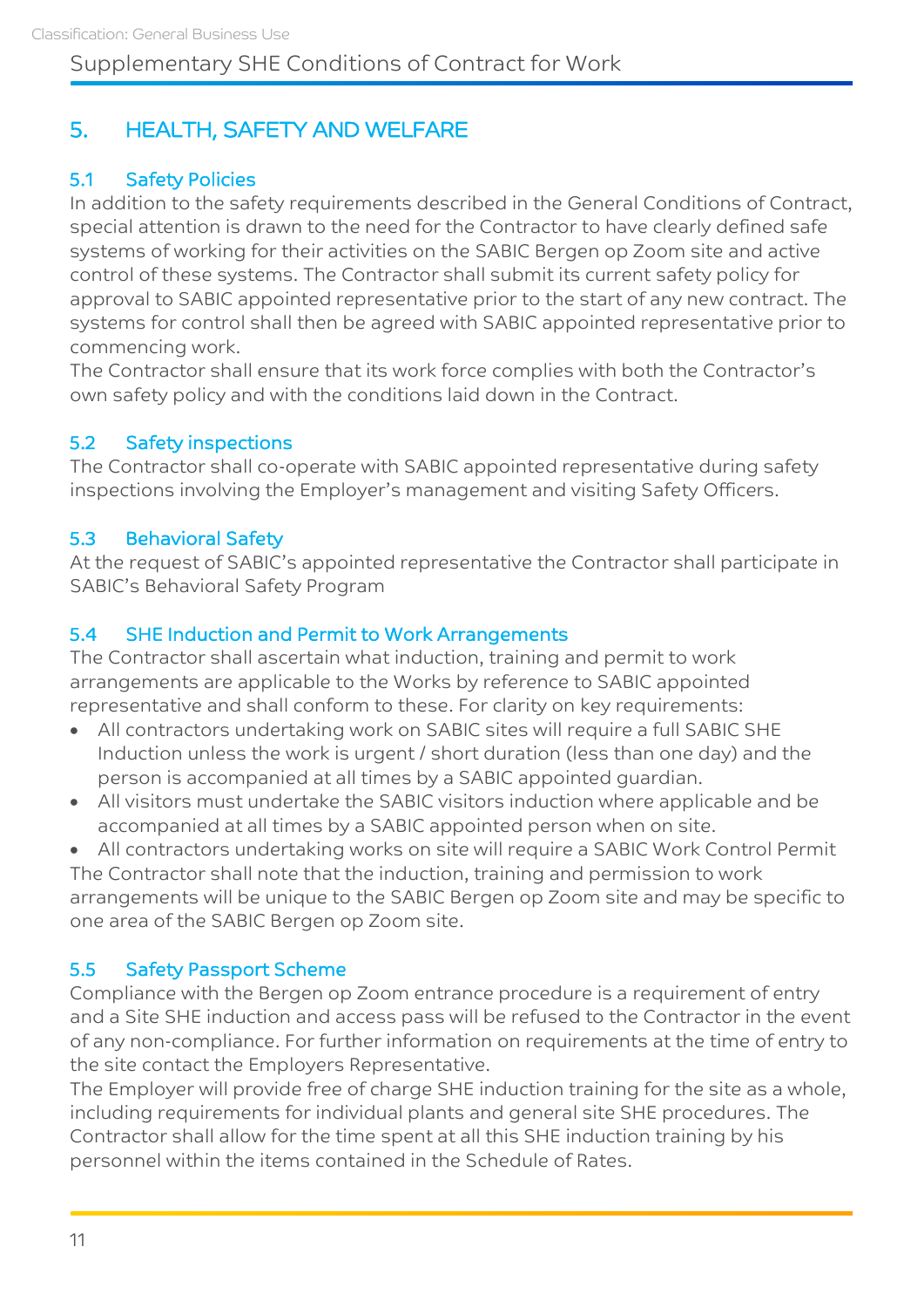## 5. HEALTH, SAFETY AND WELFARE

### 5.1 Safety Policies

In addition to the safety requirements described in the General Conditions of Contract, special attention is drawn to the need for the Contractor to have clearly defined safe systems of working for their activities on the SABIC Bergen op Zoom site and active control of these systems. The Contractor shall submit its current safety policy for approval to SABIC appointed representative prior to the start of any new contract. The systems for control shall then be agreed with SABIC appointed representative prior to commencing work.

The Contractor shall ensure that its work force complies with both the Contractor's own safety policy and with the conditions laid down in the Contract.

### 5.2 Safety inspections

The Contractor shall co-operate with SABIC appointed representative during safety inspections involving the Employer's management and visiting Safety Officers.

### 5.3 Behavioral Safety

At the request of SABIC's appointed representative the Contractor shall participate in SABIC's Behavioral Safety Program

### 5.4 SHE Induction and Permit to Work Arrangements

The Contractor shall ascertain what induction, training and permit to work arrangements are applicable to the Works by reference to SABIC appointed representative and shall conform to these. For clarity on key requirements:

- All contractors undertaking work on SABIC sites will require a full SABIC SHE Induction unless the work is urgent / short duration (less than one day) and the person is accompanied at all times by a SABIC appointed guardian.
- All visitors must undertake the SABIC visitors induction where applicable and be accompanied at all times by a SABIC appointed person when on site.
- All contractors undertaking works on site will require a SABIC Work Control Permit

The Contractor shall note that the induction, training and permission to work arrangements will be unique to the SABIC Bergen op Zoom site and may be specific to one area of the SABIC Bergen op Zoom site.

### 5.5 Safety Passport Scheme

Compliance with the Bergen op Zoom entrance procedure is a requirement of entry and a Site SHE induction and access pass will be refused to the Contractor in the event of any non-compliance. For further information on requirements at the time of entry to the site contact the Employers Representative.

The Employer will provide free of charge SHE induction training for the site as a whole, including requirements for individual plants and general site SHE procedures. The Contractor shall allow for the time spent at all this SHE induction training by his personnel within the items contained in the Schedule of Rates.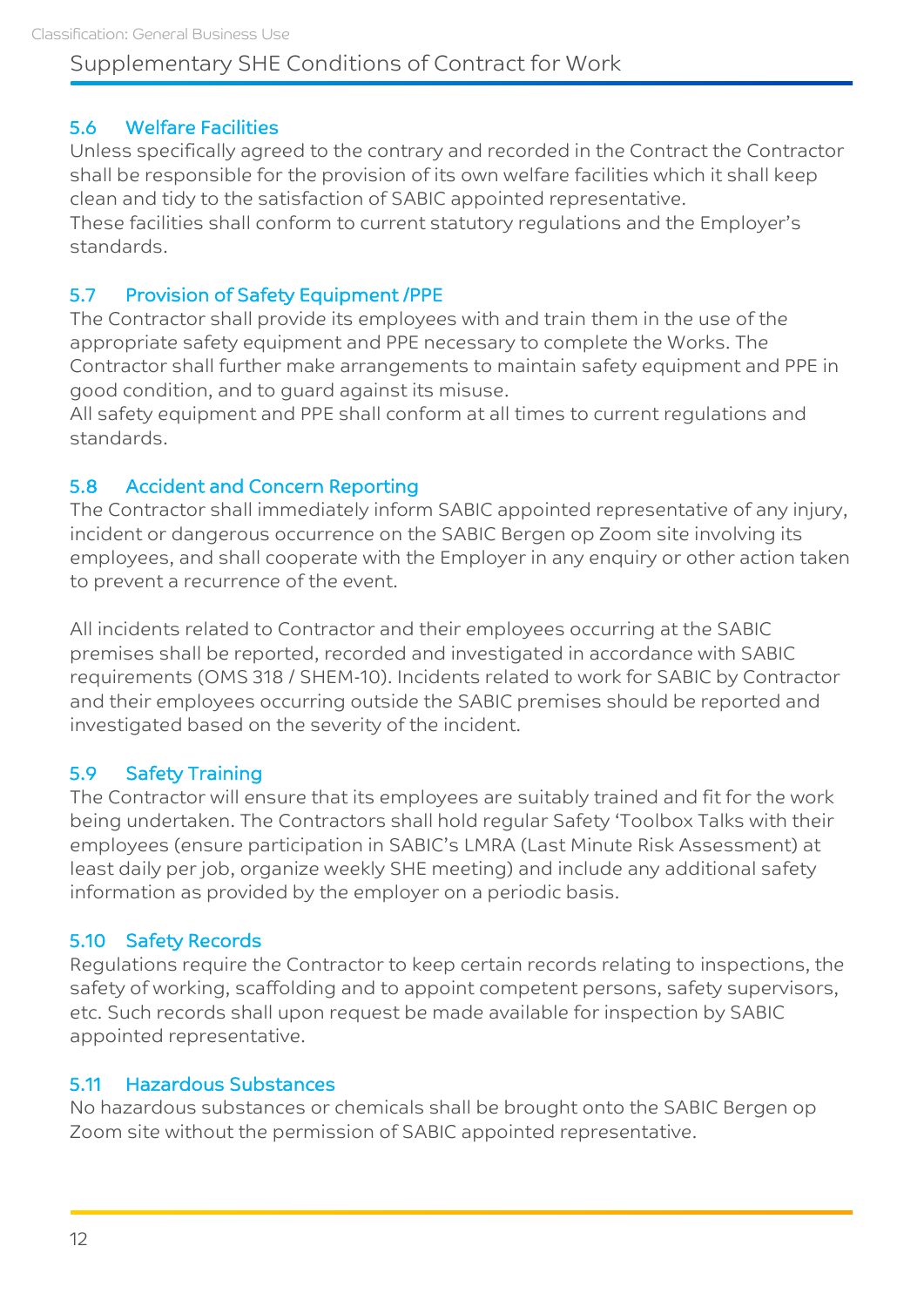## 5.6 Welfare Facilities

Unless specifically agreed to the contrary and recorded in the Contract the Contractor shall be responsible for the provision of its own welfare facilities which it shall keep clean and tidy to the satisfaction of SABIC appointed representative.
These facilities shall conform to current statutory regulations and the Employer's standards.

## 5.7 Provision of Safety Equipment /PPE

The Contractor shall provide its employees with and train them in the use of the appropriate safety equipment and PPE necessary to complete the Works. The Contractor shall further make arrangements to maintain safety equipment and PPE in good condition, and to guard against its misuse.
All safety equipment and PPE shall conform at all times to current regulations and standards.

## 5.8 Accident and Concern Reporting

The Contractor shall immediately inform SABIC appointed representative of any injury, incident or dangerous occurrence on the SABIC Bergen op Zoom site involving its employees, and shall cooperate with the Employer in any enquiry or other action taken to prevent a recurrence of the event.

All incidents related to Contractor and their employees occurring at the SABIC premises shall be reported, recorded and investigated in accordance with SABIC requirements (OMS 318 / SHEM-10). Incidents related to work for SABIC by Contractor and their employees occurring outside the SABIC premises should be reported and investigated based on the severity of the incident.

## 5.9 Safety Training

The Contractor will ensure that its employees are suitably trained and fit for the work being undertaken. The Contractors shall hold regular Safety 'Toolbox Talks with their employees (ensure participation in SABIC's LMRA (Last Minute Risk Assessment) at least daily per job, organize weekly SHE meeting) and include any additional safety information as provided by the employer on a periodic basis.

## 5.10 Safety Records

Regulations require the Contractor to keep certain records relating to inspections, the safety of working, scaffolding and to appoint competent persons, safety supervisors, etc. Such records shall upon request be made available for inspection by SABIC appointed representative.

## 5.11 Hazardous Substances

No hazardous substances or chemicals shall be brought onto the SABIC Bergen op Zoom site without the permission of SABIC appointed representative.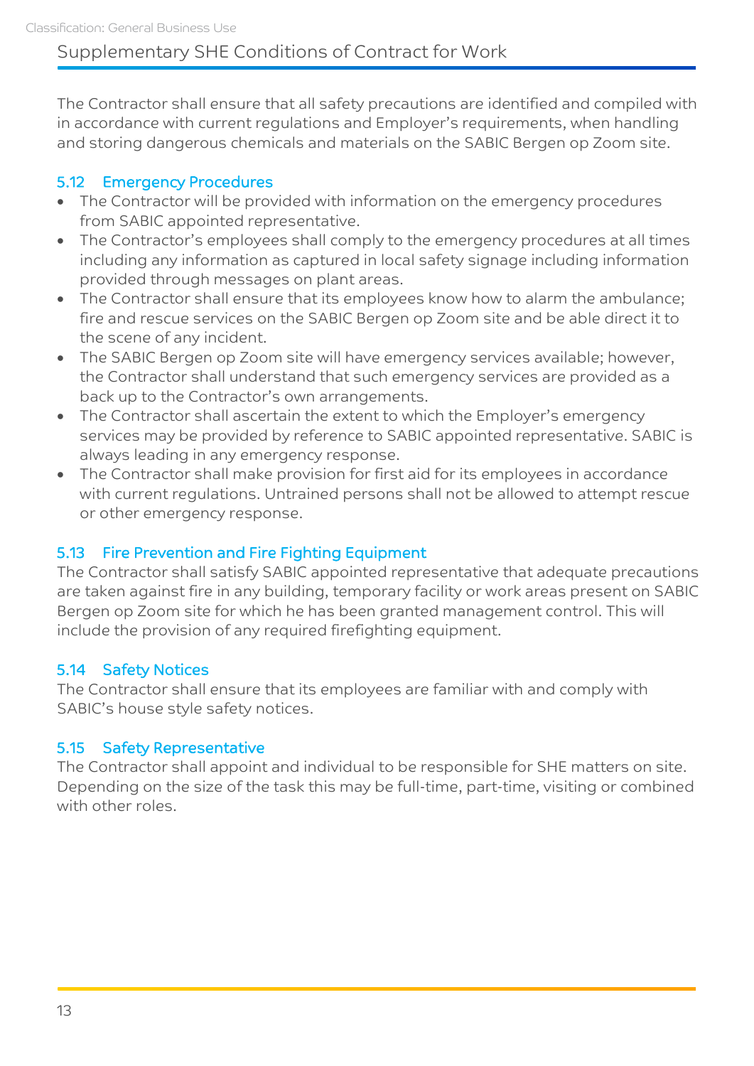The Contractor shall ensure that all safety precautions are identified and compiled with in accordance with current regulations and Employer's requirements, when handling and storing dangerous chemicals and materials on the SABIC Bergen op Zoom site.

### 5.12 Emergency Procedures

- The Contractor will be provided with information on the emergency procedures from SABIC appointed representative.
- The Contractor's employees shall comply to the emergency procedures at all times including any information as captured in local safety signage including information provided through messages on plant areas.
- The Contractor shall ensure that its employees know how to alarm the ambulance; fire and rescue services on the SABIC Bergen op Zoom site and be able direct it to the scene of any incident.
- The SABIC Bergen op Zoom site will have emergency services available; however, the Contractor shall understand that such emergency services are provided as a back up to the Contractor's own arrangements.
- The Contractor shall ascertain the extent to which the Employer's emergency services may be provided by reference to SABIC appointed representative. SABIC is always leading in any emergency response.
- The Contractor shall make provision for first aid for its employees in accordance with current regulations. Untrained persons shall not be allowed to attempt rescue or other emergency response.

### 5.13 Fire Prevention and Fire Fighting Equipment

The Contractor shall satisfy SABIC appointed representative that adequate precautions are taken against fire in any building, temporary facility or work areas present on SABIC Bergen op Zoom site for which he has been granted management control. This will include the provision of any required firefighting equipment.

### 5.14 Safety Notices

The Contractor shall ensure that its employees are familiar with and comply with SABIC's house style safety notices.

### 5.15 Safety Representative

The Contractor shall appoint and individual to be responsible for SHE matters on site. Depending on the size of the task this may be full-time, part-time, visiting or combined with other roles.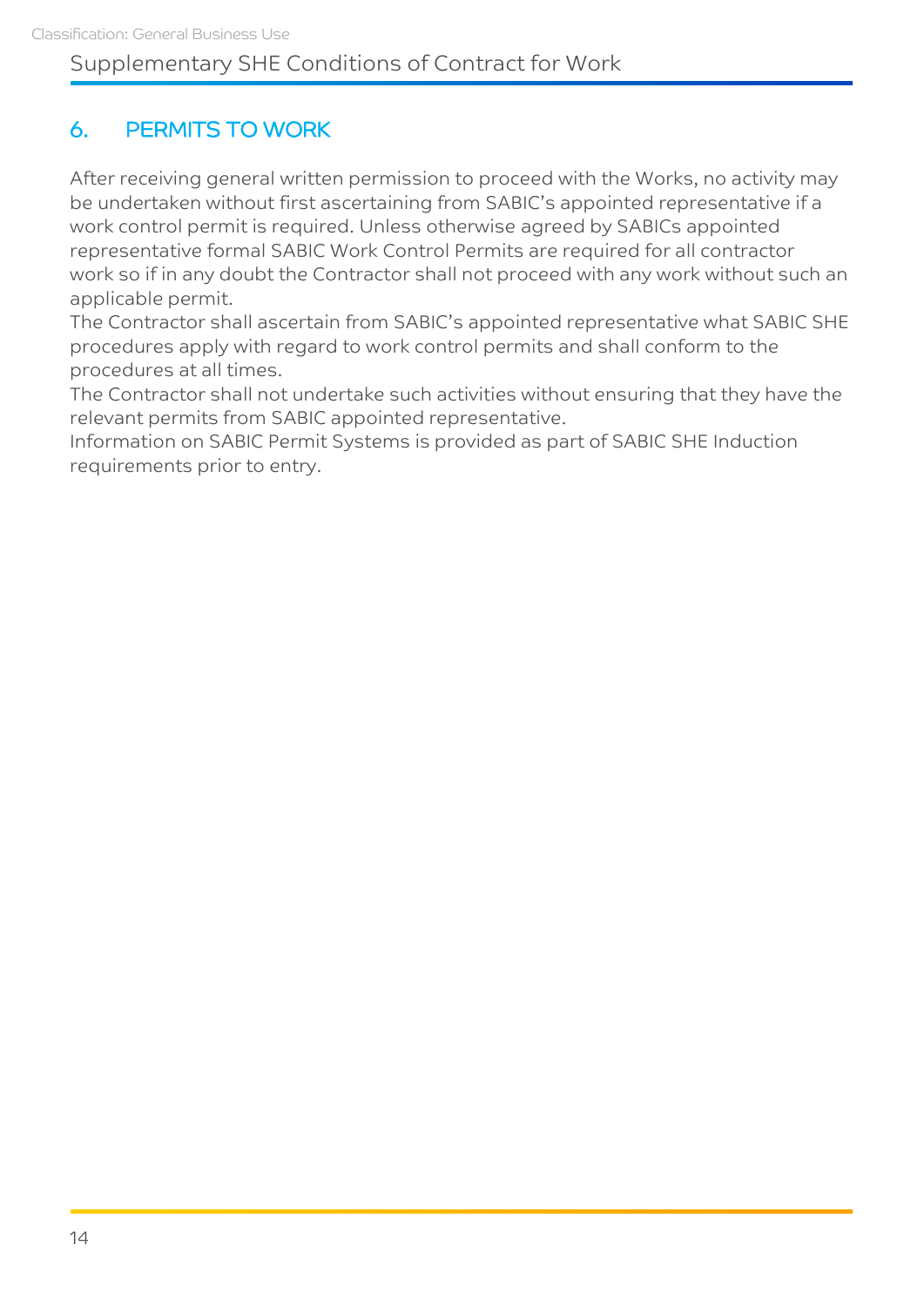## 6. PERMITS TO WORK

After receiving general written permission to proceed with the Works, no activity may be undertaken without first ascertaining from SABIC's appointed representative if a work control permit is required. Unless otherwise agreed by SABICs appointed representative formal SABIC Work Control Permits are required for all contractor work so if in any doubt the Contractor shall not proceed with any work without such an applicable permit.

The Contractor shall ascertain from SABIC's appointed representative what SABIC SHE procedures apply with regard to work control permits and shall conform to the procedures at all times.

The Contractor shall not undertake such activities without ensuring that they have the relevant permits from SABIC appointed representative.

Information on SABIC Permit Systems is provided as part of SABIC SHE Induction requirements prior to entry.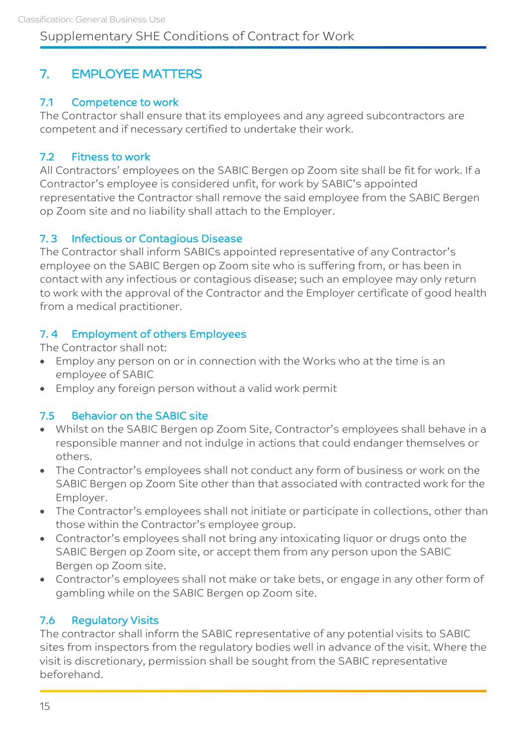## 7. EMPLOYEE MATTERS

### 7.1 Competence to work

The Contractor shall ensure that its employees and any agreed subcontractors are competent and if necessary certified to undertake their work.

### 7.2 Fitness to work

All Contractors' employees on the SABIC Bergen op Zoom site shall be fit for work. If a Contractor's employee is considered unfit, for work by SABIC's appointed representative the Contractor shall remove the said employee from the SABIC Bergen op Zoom site and no liability shall attach to the Employer.

### 7. 3 Infectious or Contagious Disease

The Contractor shall inform SABICs appointed representative of any Contractor's employee on the SABIC Bergen op Zoom site who is suffering from, or has been in contact with any infectious or contagious disease; such an employee may only return to work with the approval of the Contractor and the Employer certificate of good health from a medical practitioner.

### 7. 4 Employment of others Employees

The Contractor shall not:

- Employ any person on or in connection with the Works who at the time is an employee of SABIC
- Employ any foreign person without a valid work permit

### 7.5 Behavior on the SABIC site

- Whilst on the SABIC Bergen op Zoom Site, Contractor's employees shall behave in a responsible manner and not indulge in actions that could endanger themselves or others.
- The Contractor's employees shall not conduct any form of business or work on the SABIC Bergen op Zoom Site other than that associated with contracted work for the Employer.
- The Contractor's employees shall not initiate or participate in collections, other than those within the Contractor's employee group.
- Contractor's employees shall not bring any intoxicating liquor or drugs onto the SABIC Bergen op Zoom site, or accept them from any person upon the SABIC Bergen op Zoom site.
- Contractor's employees shall not make or take bets, or engage in any other form of gambling while on the SABIC Bergen op Zoom site.

### 7.6 Regulatory Visits

The contractor shall inform the SABIC representative of any potential visits to SABIC sites from inspectors from the regulatory bodies well in advance of the visit. Where the visit is discretionary, permission shall be sought from the SABIC representative beforehand.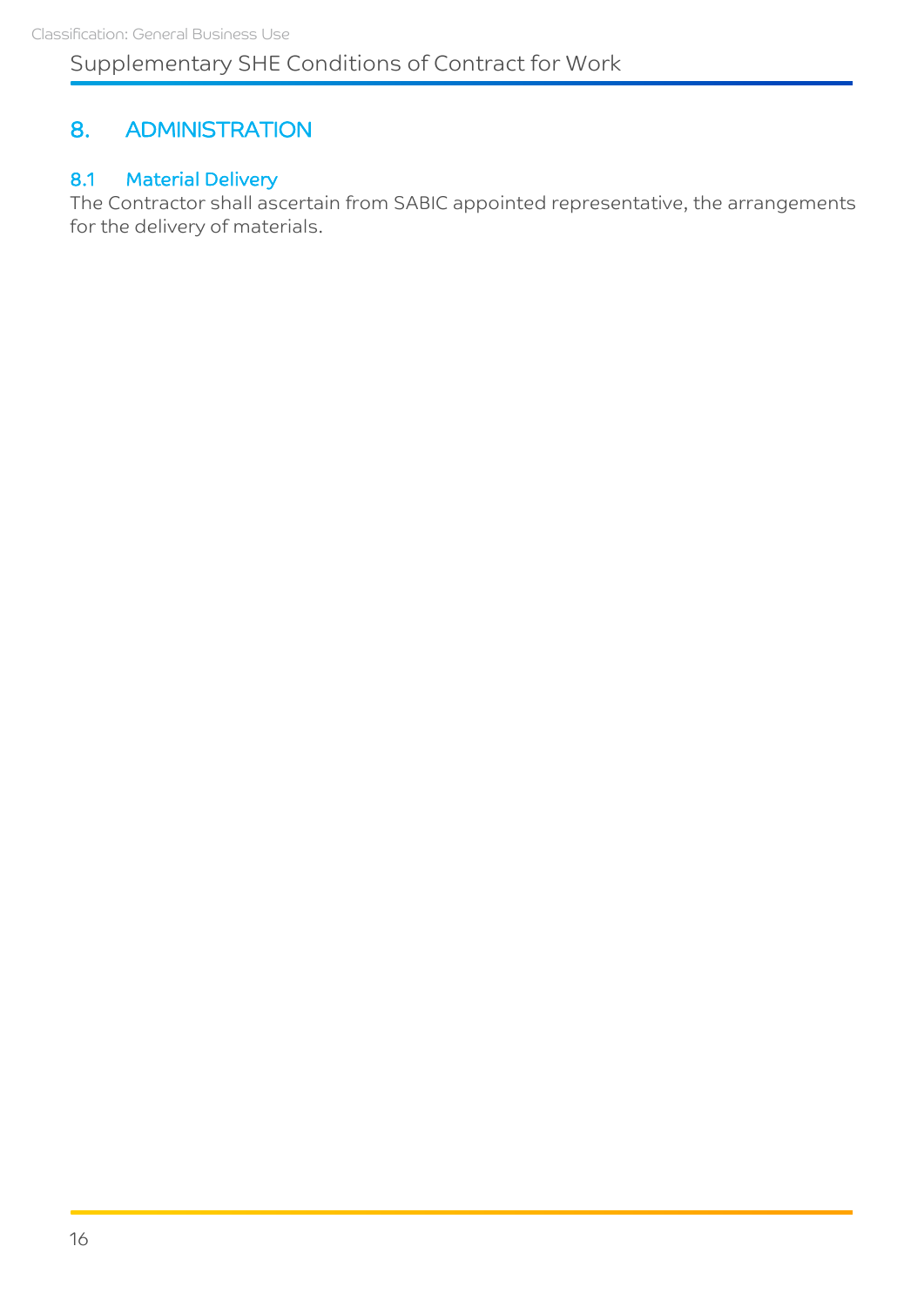## 8. ADMINISTRATION

### 8.1 Material Delivery

The Contractor shall ascertain from SABIC appointed representative, the arrangements for the delivery of materials.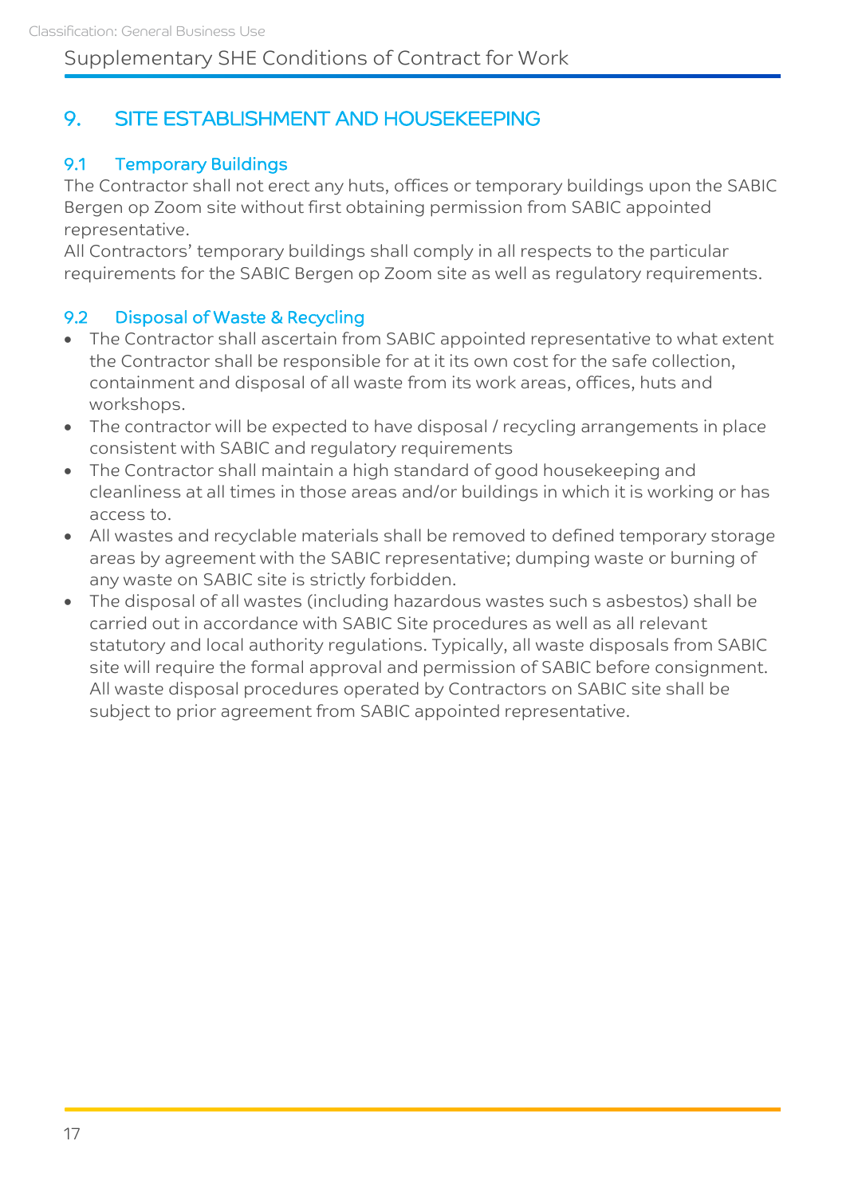## 9. SITE ESTABLISHMENT AND HOUSEKEEPING

### 9.1 Temporary Buildings

The Contractor shall not erect any huts, offices or temporary buildings upon the SABIC Bergen op Zoom site without first obtaining permission from SABIC appointed representative.

All Contractors' temporary buildings shall comply in all respects to the particular requirements for the SABIC Bergen op Zoom site as well as regulatory requirements.

### 9.2 Disposal of Waste & Recycling

- The Contractor shall ascertain from SABIC appointed representative to what extent the Contractor shall be responsible for at it its own cost for the safe collection, containment and disposal of all waste from its work areas, offices, huts and workshops.
- The contractor will be expected to have disposal / recycling arrangements in place consistent with SABIC and regulatory requirements
- The Contractor shall maintain a high standard of good housekeeping and cleanliness at all times in those areas and/or buildings in which it is working or has access to.
- All wastes and recyclable materials shall be removed to defined temporary storage areas by agreement with the SABIC representative; dumping waste or burning of any waste on SABIC site is strictly forbidden.
- The disposal of all wastes (including hazardous wastes such s asbestos) shall be carried out in accordance with SABIC Site procedures as well as all relevant statutory and local authority regulations. Typically, all waste disposals from SABIC site will require the formal approval and permission of SABIC before consignment. All waste disposal procedures operated by Contractors on SABIC site shall be subject to prior agreement from SABIC appointed representative.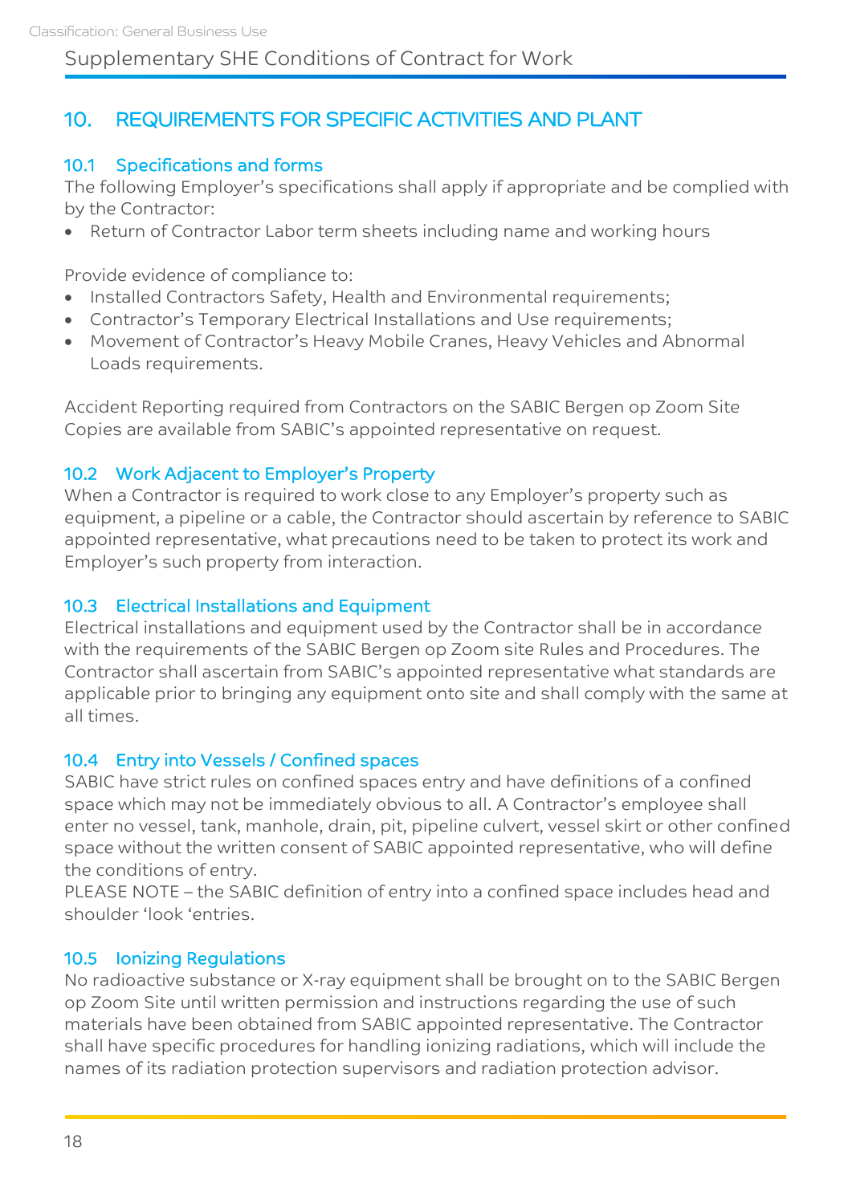## 10. REQUIREMENTS FOR SPECIFIC ACTIVITIES AND PLANT

### 10.1 Specifications and forms

The following Employer's specifications shall apply if appropriate and be complied with by the Contractor:

- Return of Contractor Labor term sheets including name and working hours

Provide evidence of compliance to:

- Installed Contractors Safety, Health and Environmental requirements;
- Contractor's Temporary Electrical Installations and Use requirements;
- Movement of Contractor's Heavy Mobile Cranes, Heavy Vehicles and Abnormal Loads requirements.

Accident Reporting required from Contractors on the SABIC Bergen op Zoom Site
Copies are available from SABIC's appointed representative on request.

### 10.2 Work Adjacent to Employer's Property

When a Contractor is required to work close to any Employer's property such as equipment, a pipeline or a cable, the Contractor should ascertain by reference to SABIC appointed representative, what precautions need to be taken to protect its work and Employer's such property from interaction.

### 10.3 Electrical Installations and Equipment

Electrical installations and equipment used by the Contractor shall be in accordance with the requirements of the SABIC Bergen op Zoom site Rules and Procedures. The Contractor shall ascertain from SABIC's appointed representative what standards are applicable prior to bringing any equipment onto site and shall comply with the same at all times.

### 10.4 Entry into Vessels / Confined spaces

SABIC have strict rules on confined spaces entry and have definitions of a confined space which may not be immediately obvious to all. A Contractor's employee shall enter no vessel, tank, manhole, drain, pit, pipeline culvert, vessel skirt or other confined space without the written consent of SABIC appointed representative, who will define the conditions of entry.
PLEASE NOTE – the SABIC definition of entry into a confined space includes head and shoulder 'look 'entries.

### 10.5 Ionizing Regulations

No radioactive substance or X-ray equipment shall be brought on to the SABIC Bergen op Zoom Site until written permission and instructions regarding the use of such materials have been obtained from SABIC appointed representative. The Contractor shall have specific procedures for handling ionizing radiations, which will include the names of its radiation protection supervisors and radiation protection advisor.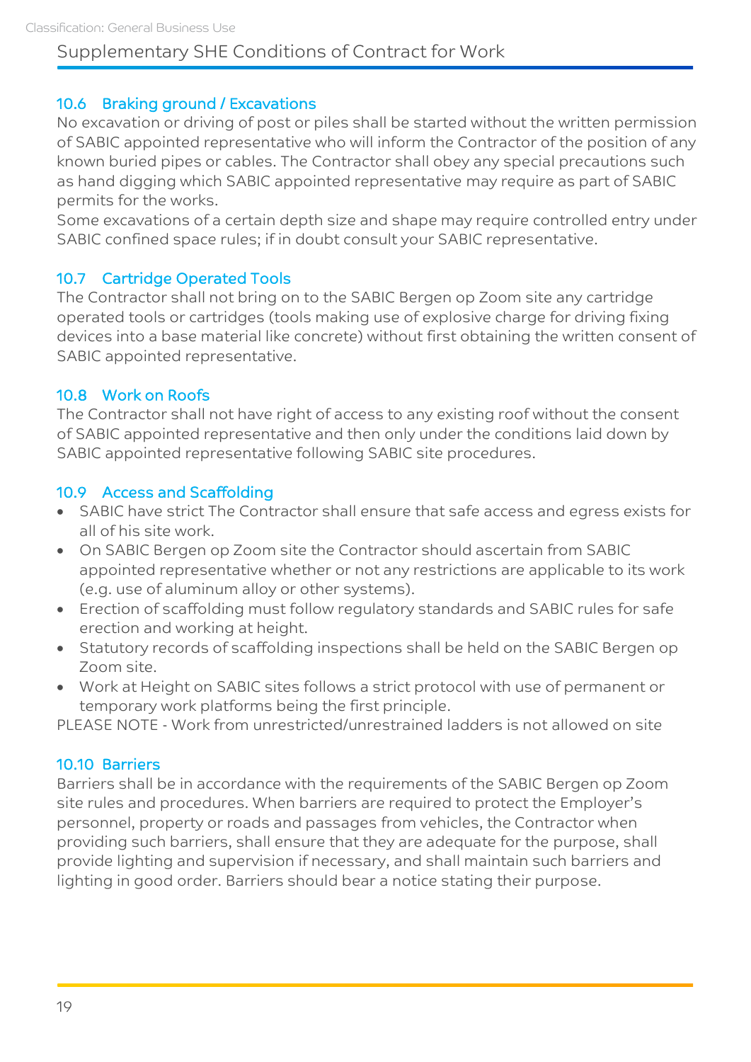## 10.6 Braking ground / Excavations

No excavation or driving of post or piles shall be started without the written permission of SABIC appointed representative who will inform the Contractor of the position of any known buried pipes or cables. The Contractor shall obey any special precautions such as hand digging which SABIC appointed representative may require as part of SABIC permits for the works.

Some excavations of a certain depth size and shape may require controlled entry under SABIC confined space rules; if in doubt consult your SABIC representative.

## 10.7 Cartridge Operated Tools

The Contractor shall not bring on to the SABIC Bergen op Zoom site any cartridge operated tools or cartridges (tools making use of explosive charge for driving fixing devices into a base material like concrete) without first obtaining the written consent of SABIC appointed representative.

## 10.8 Work on Roofs

The Contractor shall not have right of access to any existing roof without the consent of SABIC appointed representative and then only under the conditions laid down by SABIC appointed representative following SABIC site procedures.

## 10.9 Access and Scaffolding

- SABIC have strict The Contractor shall ensure that safe access and egress exists for all of his site work.
- On SABIC Bergen op Zoom site the Contractor should ascertain from SABIC appointed representative whether or not any restrictions are applicable to its work (e.g. use of aluminum alloy or other systems).
- Erection of scaffolding must follow regulatory standards and SABIC rules for safe erection and working at height.
- Statutory records of scaffolding inspections shall be held on the SABIC Bergen op Zoom site.
- Work at Height on SABIC sites follows a strict protocol with use of permanent or temporary work platforms being the first principle.

PLEASE NOTE - Work from unrestricted/unrestrained ladders is not allowed on site

## 10.10 Barriers

Barriers shall be in accordance with the requirements of the SABIC Bergen op Zoom site rules and procedures. When barriers are required to protect the Employer's personnel, property or roads and passages from vehicles, the Contractor when providing such barriers, shall ensure that they are adequate for the purpose, shall provide lighting and supervision if necessary, and shall maintain such barriers and lighting in good order. Barriers should bear a notice stating their purpose.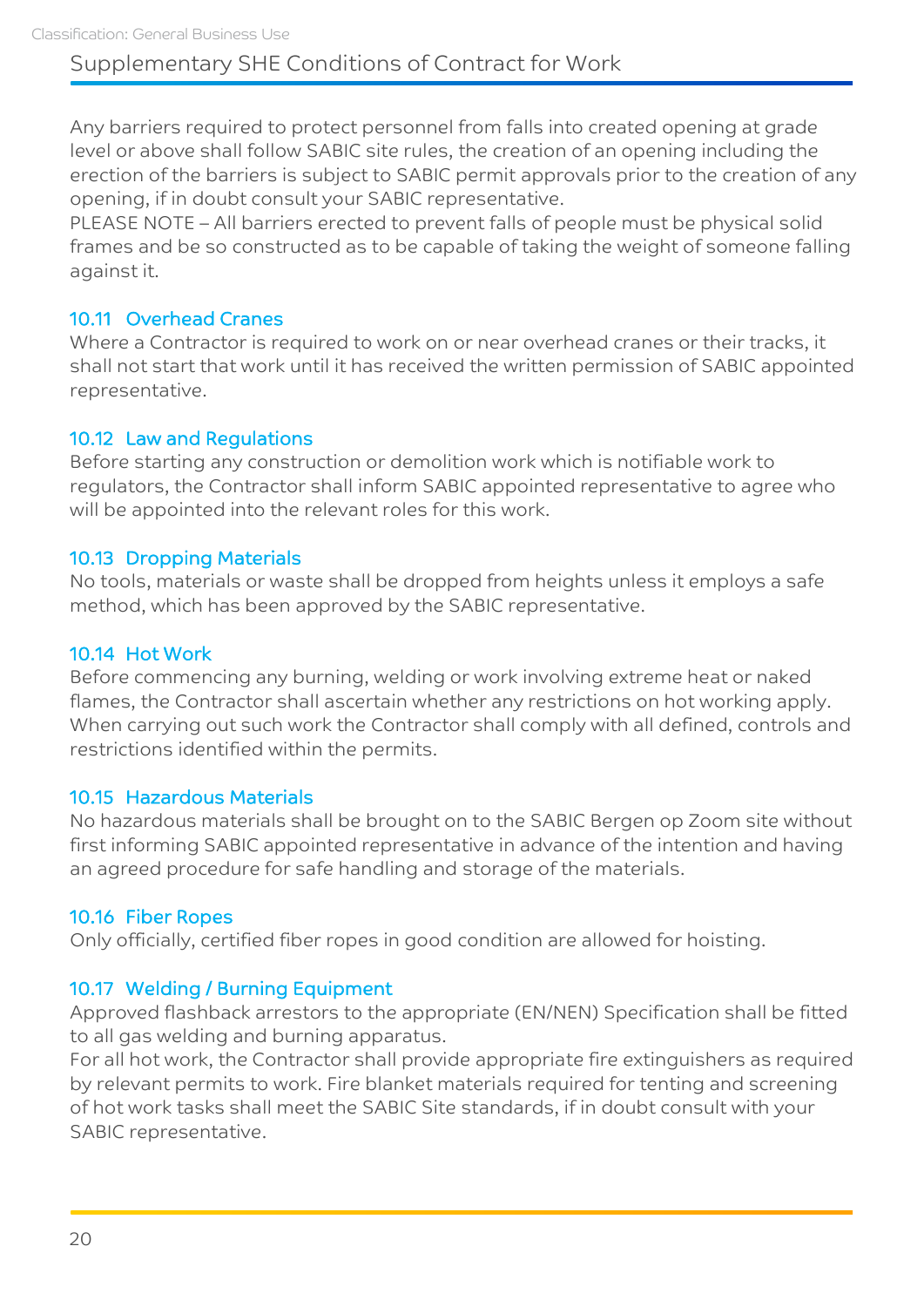Any barriers required to protect personnel from falls into created opening at grade level or above shall follow SABIC site rules, the creation of an opening including the erection of the barriers is subject to SABIC permit approvals prior to the creation of any opening, if in doubt consult your SABIC representative.
PLEASE NOTE – All barriers erected to prevent falls of people must be physical solid frames and be so constructed as to be capable of taking the weight of someone falling against it.

### 10.11 Overhead Cranes

Where a Contractor is required to work on or near overhead cranes or their tracks, it shall not start that work until it has received the written permission of SABIC appointed representative.

### 10.12 Law and Regulations

Before starting any construction or demolition work which is notifiable work to regulators, the Contractor shall inform SABIC appointed representative to agree who will be appointed into the relevant roles for this work.

### 10.13 Dropping Materials

No tools, materials or waste shall be dropped from heights unless it employs a safe method, which has been approved by the SABIC representative.

### 10.14 Hot Work

Before commencing any burning, welding or work involving extreme heat or naked flames, the Contractor shall ascertain whether any restrictions on hot working apply. When carrying out such work the Contractor shall comply with all defined, controls and restrictions identified within the permits.

### 10.15 Hazardous Materials

No hazardous materials shall be brought on to the SABIC Bergen op Zoom site without first informing SABIC appointed representative in advance of the intention and having an agreed procedure for safe handling and storage of the materials.

### 10.16 Fiber Ropes

Only officially, certified fiber ropes in good condition are allowed for hoisting.

### 10.17 Welding / Burning Equipment

Approved flashback arrestors to the appropriate (EN/NEN) Specification shall be fitted to all gas welding and burning apparatus.
For all hot work, the Contractor shall provide appropriate fire extinguishers as required by relevant permits to work. Fire blanket materials required for tenting and screening of hot work tasks shall meet the SABIC Site standards, if in doubt consult with your SABIC representative.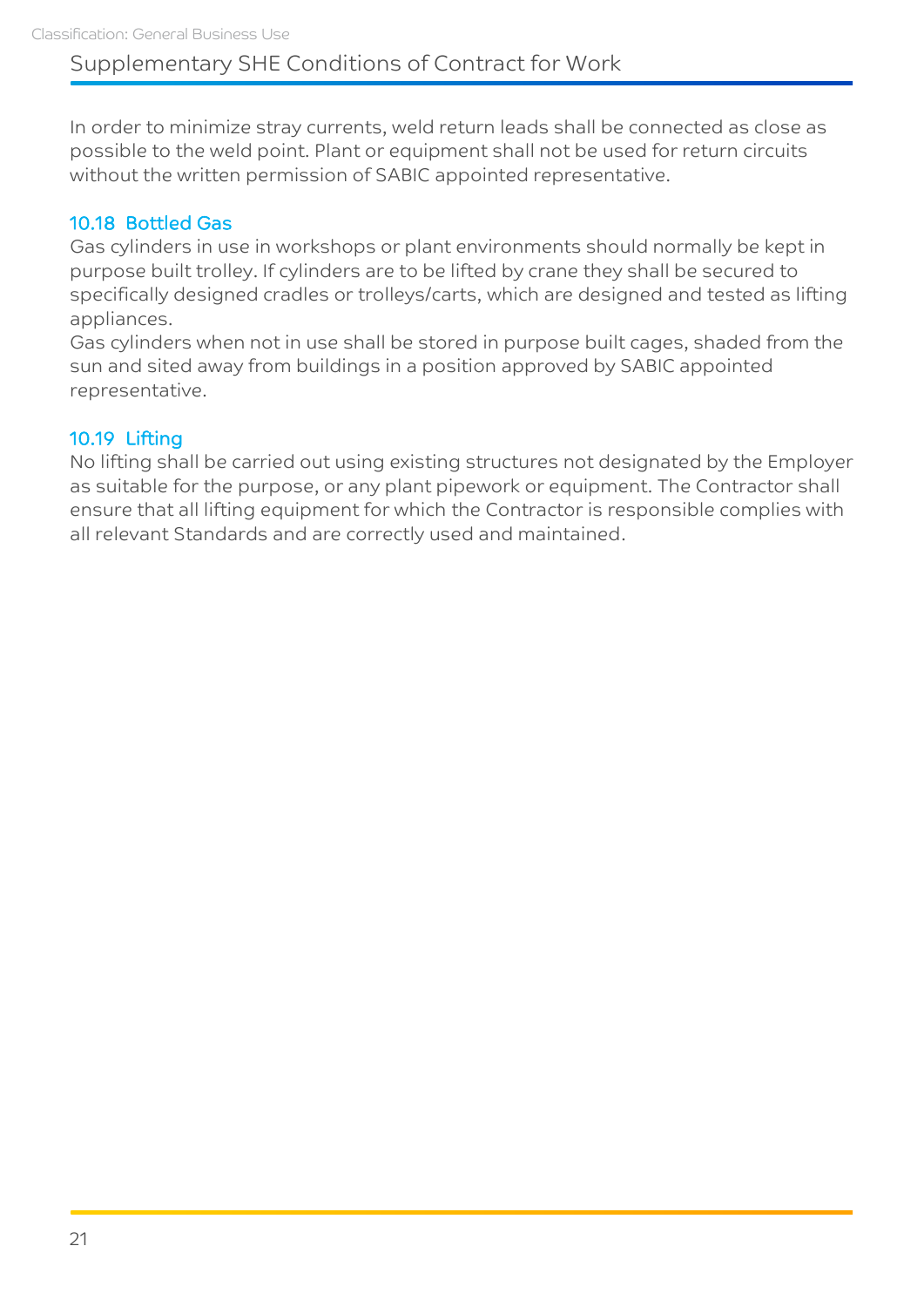In order to minimize stray currents, weld return leads shall be connected as close as possible to the weld point. Plant or equipment shall not be used for return circuits without the written permission of SABIC appointed representative.

### 10.18 Bottled Gas

Gas cylinders in use in workshops or plant environments should normally be kept in purpose built trolley. If cylinders are to be lifted by crane they shall be secured to specifically designed cradles or trolleys/carts, which are designed and tested as lifting appliances.

Gas cylinders when not in use shall be stored in purpose built cages, shaded from the sun and sited away from buildings in a position approved by SABIC appointed representative.

### 10.19 Lifting

No lifting shall be carried out using existing structures not designated by the Employer as suitable for the purpose, or any plant pipework or equipment. The Contractor shall ensure that all lifting equipment for which the Contractor is responsible complies with all relevant Standards and are correctly used and maintained.